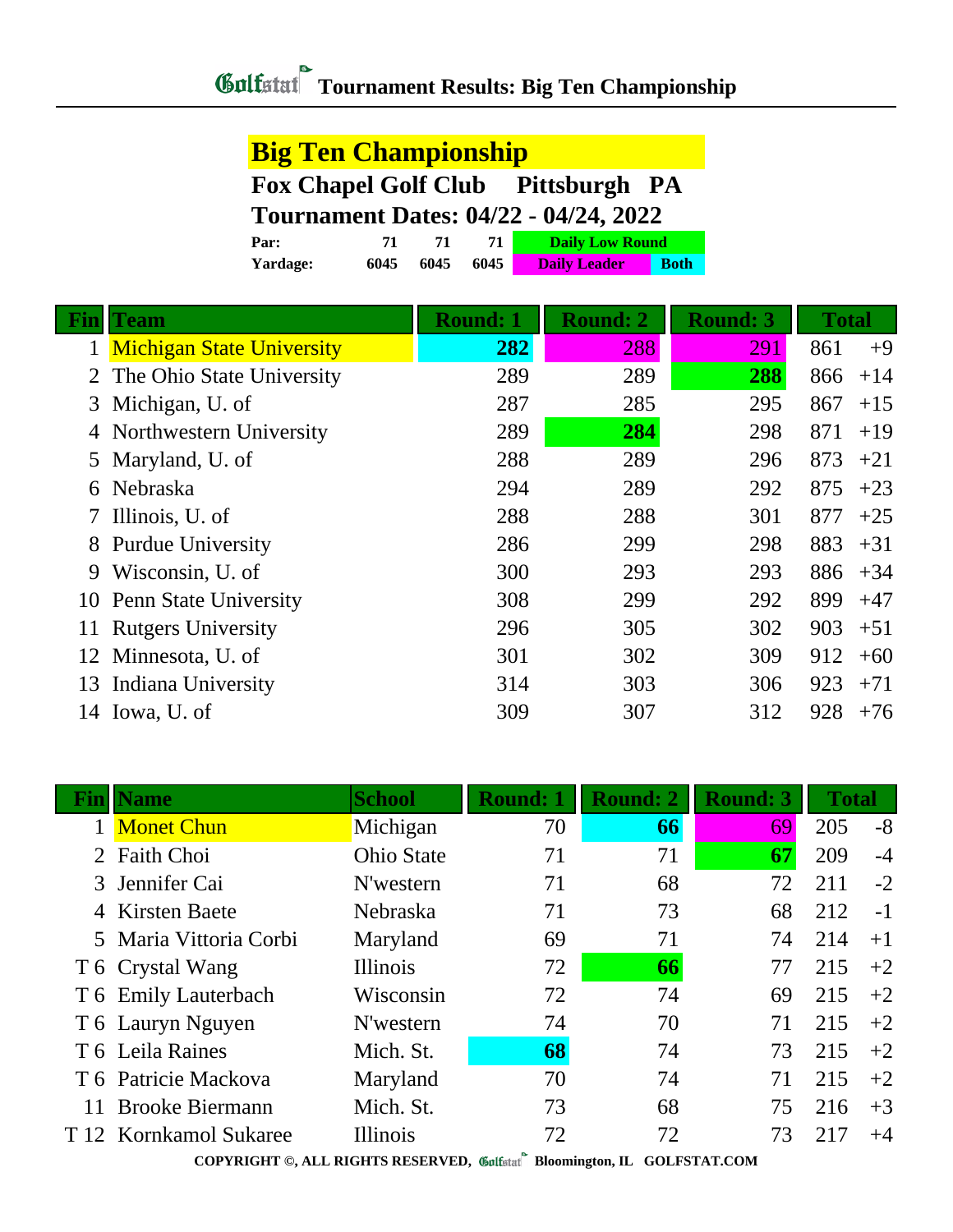# Tournament Results: Big Ten Championship

## Big Ten Championship

**Fox Chapel Golf Club    Pittsburgh   PA**

**Tournament Dates: 04/22 - 04/24, 2022**

| | | | | |
|---|---|---|---|---|
| **Par:** | **71** | **71** | **71** | **Daily Low Round** |
| **Yardage:** | **6045** | **6045** | **6045** | **Daily Leader** / **Both** |

| Fin | Team | Round: 1 | Round: 2 | Round: 3 | Total | |
|---|---|---|---|---|---|---|
| 1 | Michigan State University | **282** | 288 | 291 | 861 | +9 |
| 2 | The Ohio State University | 289 | 289 | **288** | 866 | +14 |
| 3 | Michigan, U. of | 287 | 285 | 295 | 867 | +15 |
| 4 | Northwestern University | 289 | **284** | 298 | 871 | +19 |
| 5 | Maryland, U. of | 288 | 289 | 296 | 873 | +21 |
| 6 | Nebraska | 294 | 289 | 292 | 875 | +23 |
| 7 | Illinois, U. of | 288 | 288 | 301 | 877 | +25 |
| 8 | Purdue University | 286 | 299 | 298 | 883 | +31 |
| 9 | Wisconsin, U. of | 300 | 293 | 293 | 886 | +34 |
| 10 | Penn State University | 308 | 299 | 292 | 899 | +47 |
| 11 | Rutgers University | 296 | 305 | 302 | 903 | +51 |
| 12 | Minnesota, U. of | 301 | 302 | 309 | 912 | +60 |
| 13 | Indiana University | 314 | 303 | 306 | 923 | +71 |
| 14 | Iowa, U. of | 309 | 307 | 312 | 928 | +76 |

| Fin | Name | School | Round: 1 | Round: 2 | Round: 3 | Total | |
|---|---|---|---|---|---|---|---|
| 1 | Monet Chun | Michigan | 70 | **66** | 69 | 205 | -8 |
| 2 | Faith Choi | Ohio State | 71 | 71 | **67** | 209 | -4 |
| 3 | Jennifer Cai | N'western | 71 | 68 | 72 | 211 | -2 |
| 4 | Kirsten Baete | Nebraska | 71 | 73 | 68 | 212 | -1 |
| 5 | Maria Vittoria Corbi | Maryland | 69 | 71 | 74 | 214 | +1 |
| T 6 | Crystal Wang | Illinois | 72 | **66** | 77 | 215 | +2 |
| T 6 | Emily Lauterbach | Wisconsin | 72 | 74 | 69 | 215 | +2 |
| T 6 | Lauryn Nguyen | N'western | 74 | 70 | 71 | 215 | +2 |
| T 6 | Leila Raines | Mich. St. | **68** | 74 | 73 | 215 | +2 |
| T 6 | Patricie Mackova | Maryland | 70 | 74 | 71 | 215 | +2 |
| 11 | Brooke Biermann | Mich. St. | 73 | 68 | 75 | 216 | +3 |
| T 12 | Kornkamol Sukaree | Illinois | 72 | 72 | 73 | 217 | +4 |

COPYRIGHT ©, ALL RIGHTS RESERVED, Golfstat Bloomington, IL GOLFSTAT.COM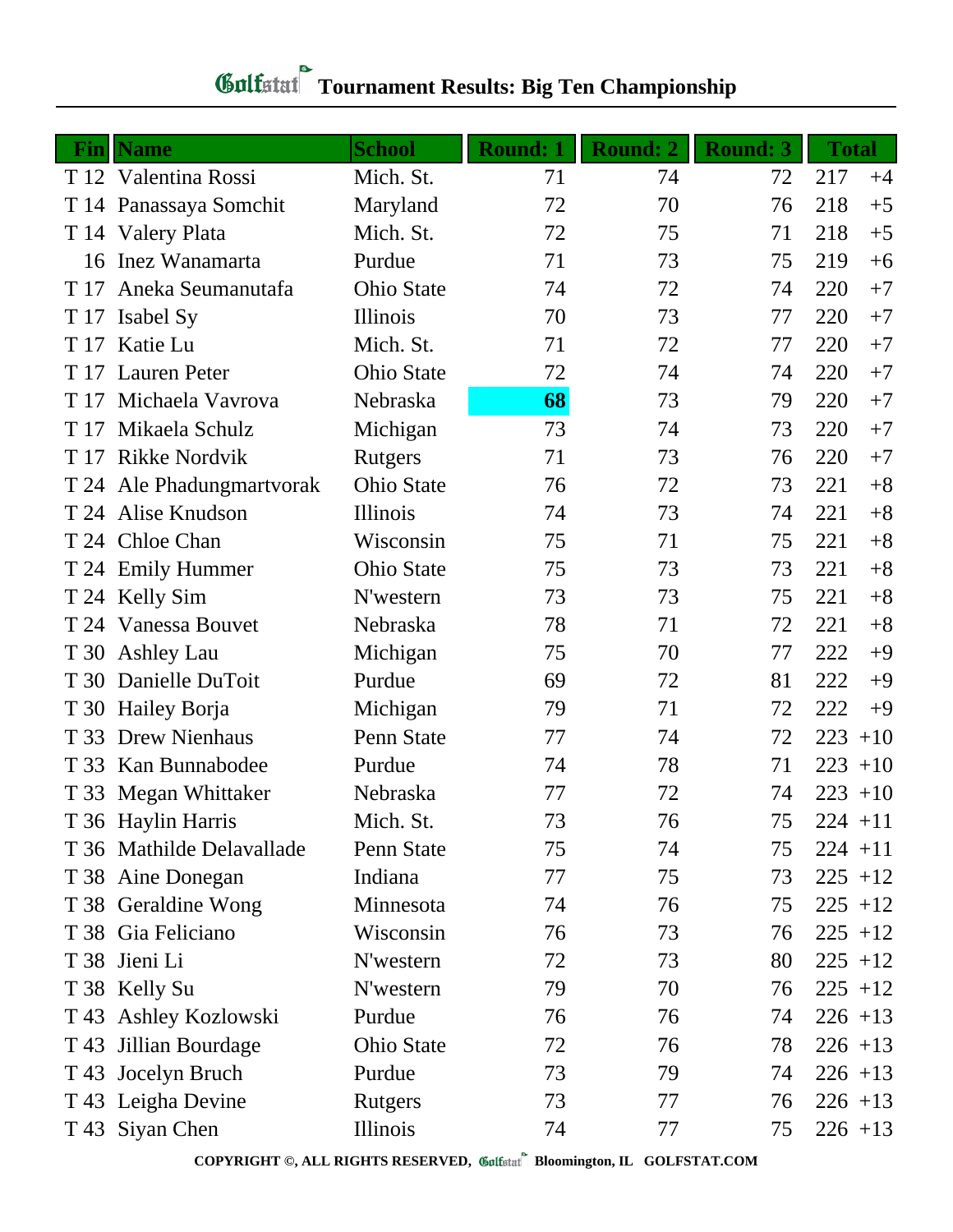# Golfstat Tournament Results: Big Ten Championship

| Fin | Name | School | Round: 1 | Round: 2 | Round: 3 | Total | |
|---|---|---|---|---|---|---|---|
| T 12 | Valentina Rossi | Mich. St. | 71 | 74 | 72 | 217 | +4 |
| T 14 | Panassaya Somchit | Maryland | 72 | 70 | 76 | 218 | +5 |
| T 14 | Valery Plata | Mich. St. | 72 | 75 | 71 | 218 | +5 |
| 16 | Inez Wanamarta | Purdue | 71 | 73 | 75 | 219 | +6 |
| T 17 | Aneka Seumanutafa | Ohio State | 74 | 72 | 74 | 220 | +7 |
| T 17 | Isabel Sy | Illinois | 70 | 73 | 77 | 220 | +7 |
| T 17 | Katie Lu | Mich. St. | 71 | 72 | 77 | 220 | +7 |
| T 17 | Lauren Peter | Ohio State | 72 | 74 | 74 | 220 | +7 |
| T 17 | Michaela Vavrova | Nebraska | **68** | 73 | 79 | 220 | +7 |
| T 17 | Mikaela Schulz | Michigan | 73 | 74 | 73 | 220 | +7 |
| T 17 | Rikke Nordvik | Rutgers | 71 | 73 | 76 | 220 | +7 |
| T 24 | Ale Phadungmartvorak | Ohio State | 76 | 72 | 73 | 221 | +8 |
| T 24 | Alise Knudson | Illinois | 74 | 73 | 74 | 221 | +8 |
| T 24 | Chloe Chan | Wisconsin | 75 | 71 | 75 | 221 | +8 |
| T 24 | Emily Hummer | Ohio State | 75 | 73 | 73 | 221 | +8 |
| T 24 | Kelly Sim | N'western | 73 | 73 | 75 | 221 | +8 |
| T 24 | Vanessa Bouvet | Nebraska | 78 | 71 | 72 | 221 | +8 |
| T 30 | Ashley Lau | Michigan | 75 | 70 | 77 | 222 | +9 |
| T 30 | Danielle DuToit | Purdue | 69 | 72 | 81 | 222 | +9 |
| T 30 | Hailey Borja | Michigan | 79 | 71 | 72 | 222 | +9 |
| T 33 | Drew Nienhaus | Penn State | 77 | 74 | 72 | 223 | +10 |
| T 33 | Kan Bunnabodee | Purdue | 74 | 78 | 71 | 223 | +10 |
| T 33 | Megan Whittaker | Nebraska | 77 | 72 | 74 | 223 | +10 |
| T 36 | Haylin Harris | Mich. St. | 73 | 76 | 75 | 224 | +11 |
| T 36 | Mathilde Delavallade | Penn State | 75 | 74 | 75 | 224 | +11 |
| T 38 | Aine Donegan | Indiana | 77 | 75 | 73 | 225 | +12 |
| T 38 | Geraldine Wong | Minnesota | 74 | 76 | 75 | 225 | +12 |
| T 38 | Gia Feliciano | Wisconsin | 76 | 73 | 76 | 225 | +12 |
| T 38 | Jieni Li | N'western | 72 | 73 | 80 | 225 | +12 |
| T 38 | Kelly Su | N'western | 79 | 70 | 76 | 225 | +12 |
| T 43 | Ashley Kozlowski | Purdue | 76 | 76 | 74 | 226 | +13 |
| T 43 | Jillian Bourdage | Ohio State | 72 | 76 | 78 | 226 | +13 |
| T 43 | Jocelyn Bruch | Purdue | 73 | 79 | 74 | 226 | +13 |
| T 43 | Leigha Devine | Rutgers | 73 | 77 | 76 | 226 | +13 |
| T 43 | Siyan Chen | Illinois | 74 | 77 | 75 | 226 | +13 |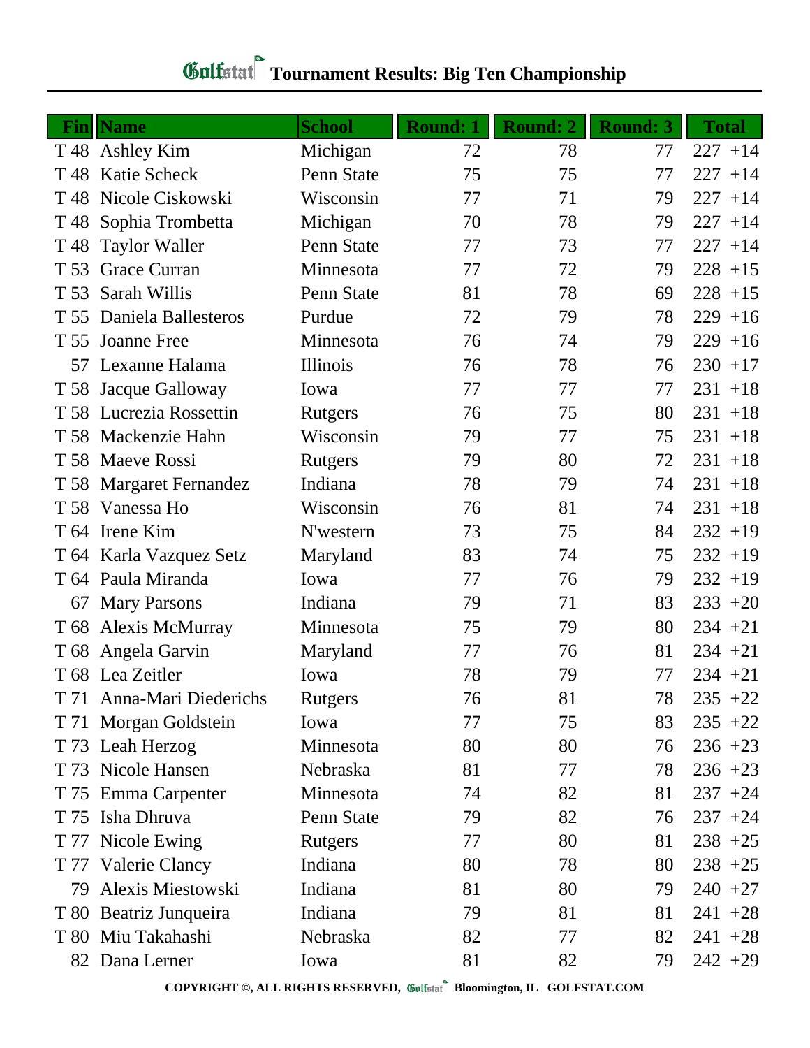# Golfstat Tournament Results: Big Ten Championship

| Fin | Name | School | Round: 1 | Round: 2 | Round: 3 | Total | |
|---|---|---|---|---|---|---|---|
| T 48 | Ashley Kim | Michigan | 72 | 78 | 77 | 227 | +14 |
| T 48 | Katie Scheck | Penn State | 75 | 75 | 77 | 227 | +14 |
| T 48 | Nicole Ciskowski | Wisconsin | 77 | 71 | 79 | 227 | +14 |
| T 48 | Sophia Trombetta | Michigan | 70 | 78 | 79 | 227 | +14 |
| T 48 | Taylor Waller | Penn State | 77 | 73 | 77 | 227 | +14 |
| T 53 | Grace Curran | Minnesota | 77 | 72 | 79 | 228 | +15 |
| T 53 | Sarah Willis | Penn State | 81 | 78 | 69 | 228 | +15 |
| T 55 | Daniela Ballesteros | Purdue | 72 | 79 | 78 | 229 | +16 |
| T 55 | Joanne Free | Minnesota | 76 | 74 | 79 | 229 | +16 |
| 57 | Lexanne Halama | Illinois | 76 | 78 | 76 | 230 | +17 |
| T 58 | Jacque Galloway | Iowa | 77 | 77 | 77 | 231 | +18 |
| T 58 | Lucrezia Rossettin | Rutgers | 76 | 75 | 80 | 231 | +18 |
| T 58 | Mackenzie Hahn | Wisconsin | 79 | 77 | 75 | 231 | +18 |
| T 58 | Maeve Rossi | Rutgers | 79 | 80 | 72 | 231 | +18 |
| T 58 | Margaret Fernandez | Indiana | 78 | 79 | 74 | 231 | +18 |
| T 58 | Vanessa Ho | Wisconsin | 76 | 81 | 74 | 231 | +18 |
| T 64 | Irene Kim | N'western | 73 | 75 | 84 | 232 | +19 |
| T 64 | Karla Vazquez Setz | Maryland | 83 | 74 | 75 | 232 | +19 |
| T 64 | Paula Miranda | Iowa | 77 | 76 | 79 | 232 | +19 |
| 67 | Mary Parsons | Indiana | 79 | 71 | 83 | 233 | +20 |
| T 68 | Alexis McMurray | Minnesota | 75 | 79 | 80 | 234 | +21 |
| T 68 | Angela Garvin | Maryland | 77 | 76 | 81 | 234 | +21 |
| T 68 | Lea Zeitler | Iowa | 78 | 79 | 77 | 234 | +21 |
| T 71 | Anna-Mari Diederichs | Rutgers | 76 | 81 | 78 | 235 | +22 |
| T 71 | Morgan Goldstein | Iowa | 77 | 75 | 83 | 235 | +22 |
| T 73 | Leah Herzog | Minnesota | 80 | 80 | 76 | 236 | +23 |
| T 73 | Nicole Hansen | Nebraska | 81 | 77 | 78 | 236 | +23 |
| T 75 | Emma Carpenter | Minnesota | 74 | 82 | 81 | 237 | +24 |
| T 75 | Isha Dhruva | Penn State | 79 | 82 | 76 | 237 | +24 |
| T 77 | Nicole Ewing | Rutgers | 77 | 80 | 81 | 238 | +25 |
| T 77 | Valerie Clancy | Indiana | 80 | 78 | 80 | 238 | +25 |
| 79 | Alexis Miestowski | Indiana | 81 | 80 | 79 | 240 | +27 |
| T 80 | Beatriz Junqueira | Indiana | 79 | 81 | 81 | 241 | +28 |
| T 80 | Miu Takahashi | Nebraska | 82 | 77 | 82 | 241 | +28 |
| 82 | Dana Lerner | Iowa | 81 | 82 | 79 | 242 | +29 |

**COPYRIGHT ©, ALL RIGHTS RESERVED, Golfstat Bloomington, IL GOLFSTAT.COM**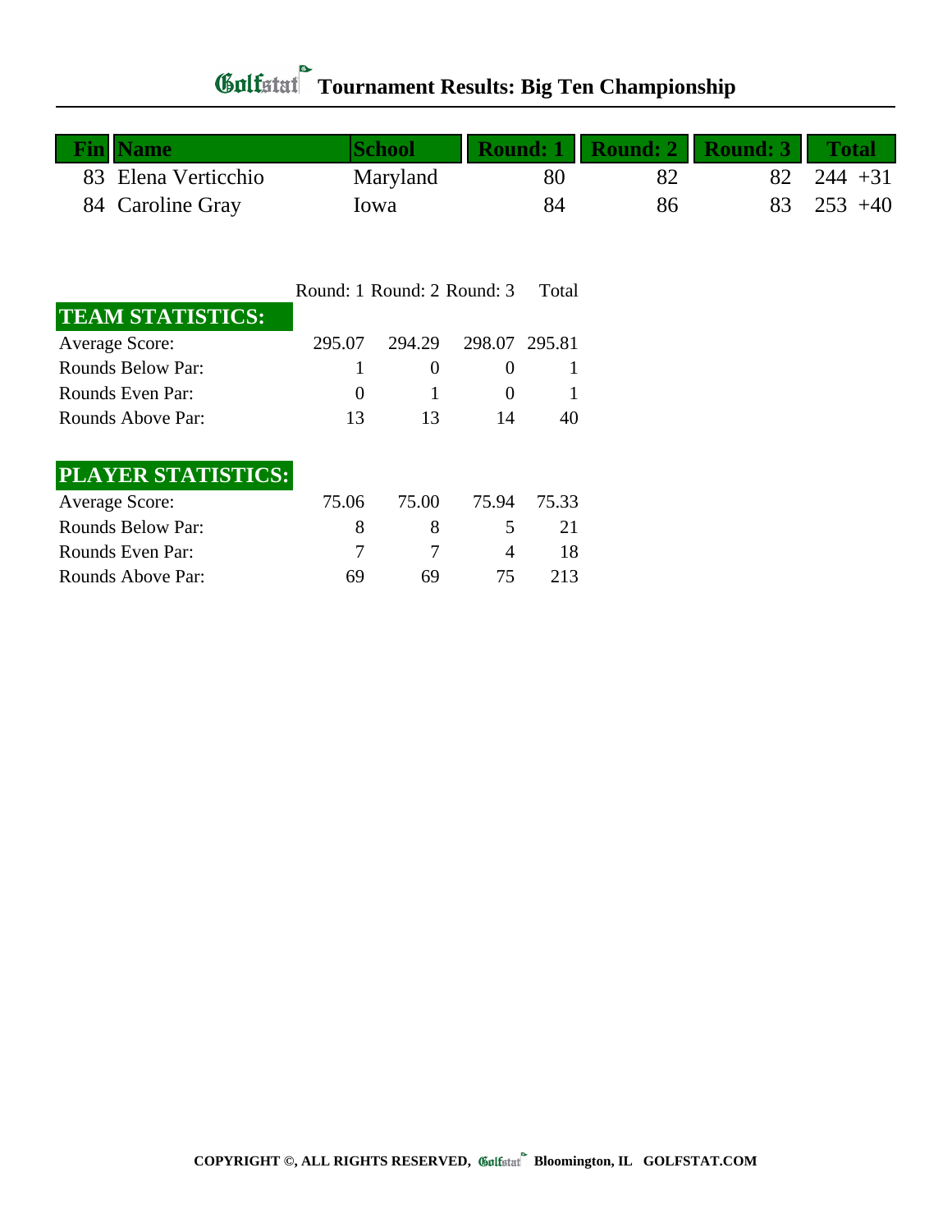# Tournament Results: Big Ten Championship

| Fin | Name | School | Round: 1 | Round: 2 | Round: 3 | Total | |
|---|---|---|---|---|---|---|---|
| 83 | Elena Verticchio | Maryland | 80 | 82 | 82 | 244 | +31 |
| 84 | Caroline Gray | Iowa | 84 | 86 | 83 | 253 | +40 |

| TEAM STATISTICS: | Round: 1 | Round: 2 | Round: 3 | Total |
|---|---|---|---|---|
| Average Score: | 295.07 | 294.29 | 298.07 | 295.81 |
| Rounds Below Par: | 1 | 0 | 0 | 1 |
| Rounds Even Par: | 0 | 1 | 0 | 1 |
| Rounds Above Par: | 13 | 13 | 14 | 40 |

| PLAYER STATISTICS: | Round: 1 | Round: 2 | Round: 3 | Total |
|---|---|---|---|---|
| Average Score: | 75.06 | 75.00 | 75.94 | 75.33 |
| Rounds Below Par: | 8 | 8 | 5 | 21 |
| Rounds Even Par: | 7 | 7 | 4 | 18 |
| Rounds Above Par: | 69 | 69 | 75 | 213 |

COPYRIGHT ©, ALL RIGHTS RESERVED, Golfstat Bloomington, IL GOLFSTAT.COM